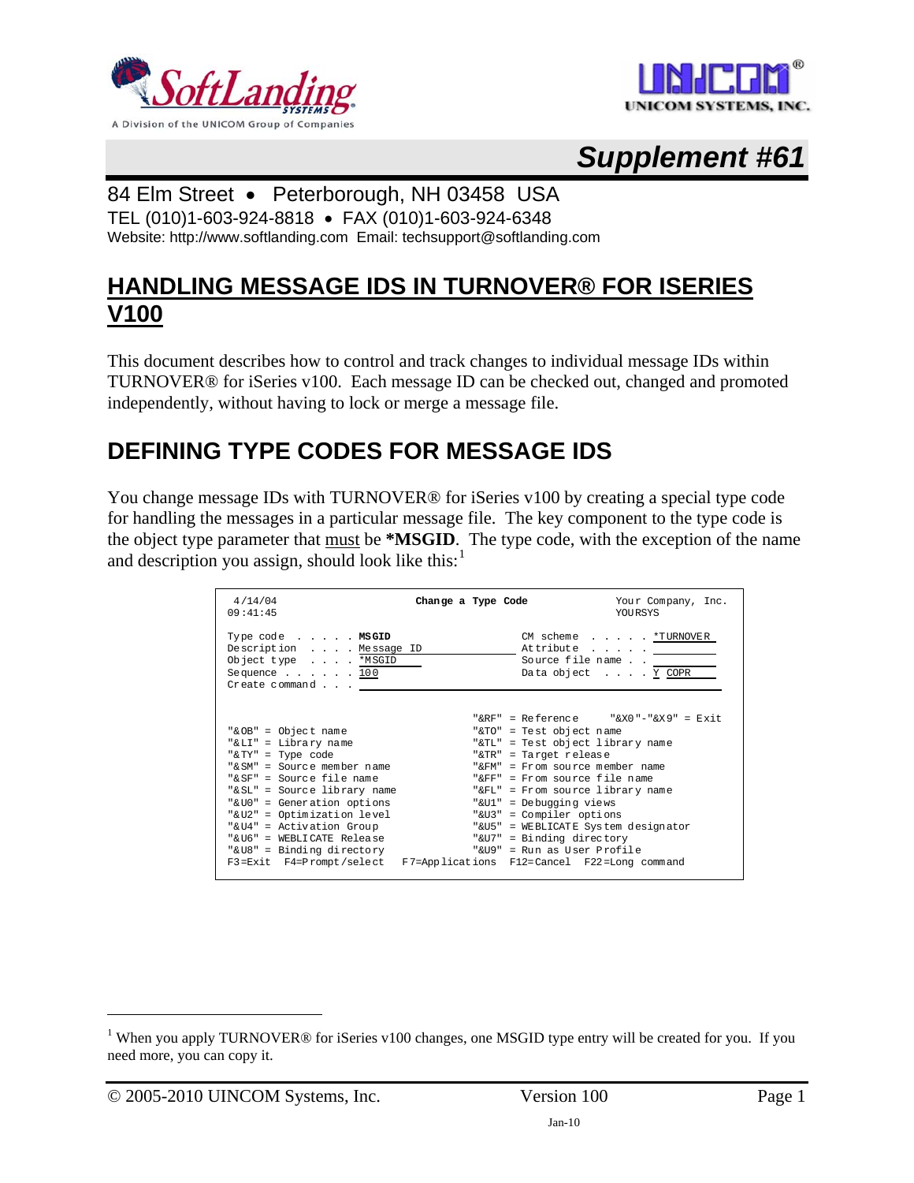# Supplement #61

84 Elm Street • Peterborough, NH 03458 USA
TEL (010)1-603-924-8818 • FAX (010)1-603-924-6348
Website: http://www.softlanding.com Email: techsupport@softlanding.com

## HANDLING MESSAGE IDS IN TURNOVER® FOR ISERIES V100

This document describes how to control and track changes to individual message IDs within TURNOVER® for iSeries v100. Each message ID can be checked out, changed and promoted independently, without having to lock or merge a message file.

## DEFINING TYPE CODES FOR MESSAGE IDS

You change message IDs with TURNOVER® for iSeries v100 by creating a special type code for handling the messages in a particular message file. The key component to the type code is the object type parameter that must be **\*MSGID**. The type code, with the exception of the name and description you assign, should look like this:[1]

```
 4/14/04                    Change a Type Code                 Your Company, Inc.
 09:41:45                                                      YOURSYS

 Type code  . . . . . MSGID                     CM scheme  . . . . . *TURNOVER
 Description  . . . . Message ID                Attribute  . . . . .
 Object type  . . . . *MSGID                    Source file name . .
 Sequence . . . . . . 100                       Data object  . . . . Y COPR
 Create command . . .


                                         "&RF" = Reference      "&X0"-"&X9" = Exit
 "&OB" = Object name                     "&TO" = Test object name
 "&LI" = Library name                    "&TL" = Test object library name
 "&TY" = Type code                       "&TR" = Target release
 "&SM" = Source member name              "&FM" = From source member name
 "&SF" = Source file name                "&FF" = From source file name
 "&SL" = Source library name             "&FL" = From source library name
 "&U0" = Generation options              "&U1" = Debugging views
 "&U2" = Optimization level              "&U3" = Compiler options
 "&U4" = Activation Group                "&U5" = WEBLICATE System designator
 "&U6" = WEBLICATE Release               "&U7" = Binding directory
 "&U8" = Binding directory               "&U9" = Run as User Profile
 F3=Exit  F4=Prompt/select   F7=Applications  F12=Cancel  F22=Long command
```

[1] When you apply TURNOVER® for iSeries v100 changes, one MSGID type entry will be created for you. If you need more, you can copy it.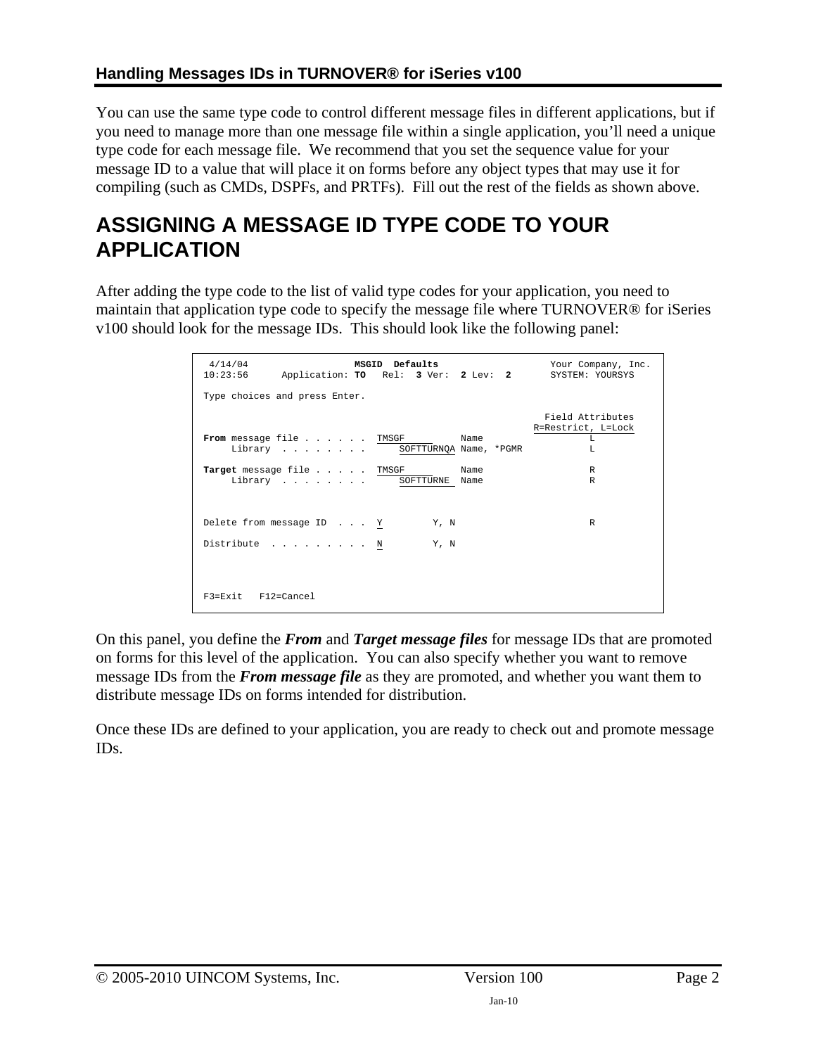You can use the same type code to control different message files in different applications, but if you need to manage more than one message file within a single application, you'll need a unique type code for each message file. We recommend that you set the sequence value for your message ID to a value that will place it on forms before any object types that may use it for compiling (such as CMDs, DSPFs, and PRTFs). Fill out the rest of the fields as shown above.

# ASSIGNING A MESSAGE ID TYPE CODE TO YOUR APPLICATION

After adding the type code to the list of valid type codes for your application, you need to maintain that application type code to specify the message file where TURNOVER® for iSeries v100 should look for the message IDs. This should look like the following panel:

```
 4/14/04                  MSGID  Defaults                     Your Company, Inc.
10:23:56      Application: TO   Rel:  3 Ver:  2 Lev:  2       SYSTEM: YOURSYS

Type choices and press Enter.

                                                                Field Attributes
                                                             R=Restrict, L=Lock
From message file . . . . . .  TMSGF         Name                      L
     Library  . . . . . . . .      SOFTTURNQA Name, *PGMR              L

Target message file . . . . .  TMSGF         Name                      R
     Library  . . . . . . . .      SOFTTURNE  Name                     R



Delete from message ID  . . .  Y         Y, N                          R

Distribute  . . . . . . . . .  N         Y, N




F3=Exit   F12=Cancel
```

On this panel, you define the ***From*** and ***Target message files*** for message IDs that are promoted on forms for this level of the application. You can also specify whether you want to remove message IDs from the ***From message file*** as they are promoted, and whether you want them to distribute message IDs on forms intended for distribution.

Once these IDs are defined to your application, you are ready to check out and promote message IDs.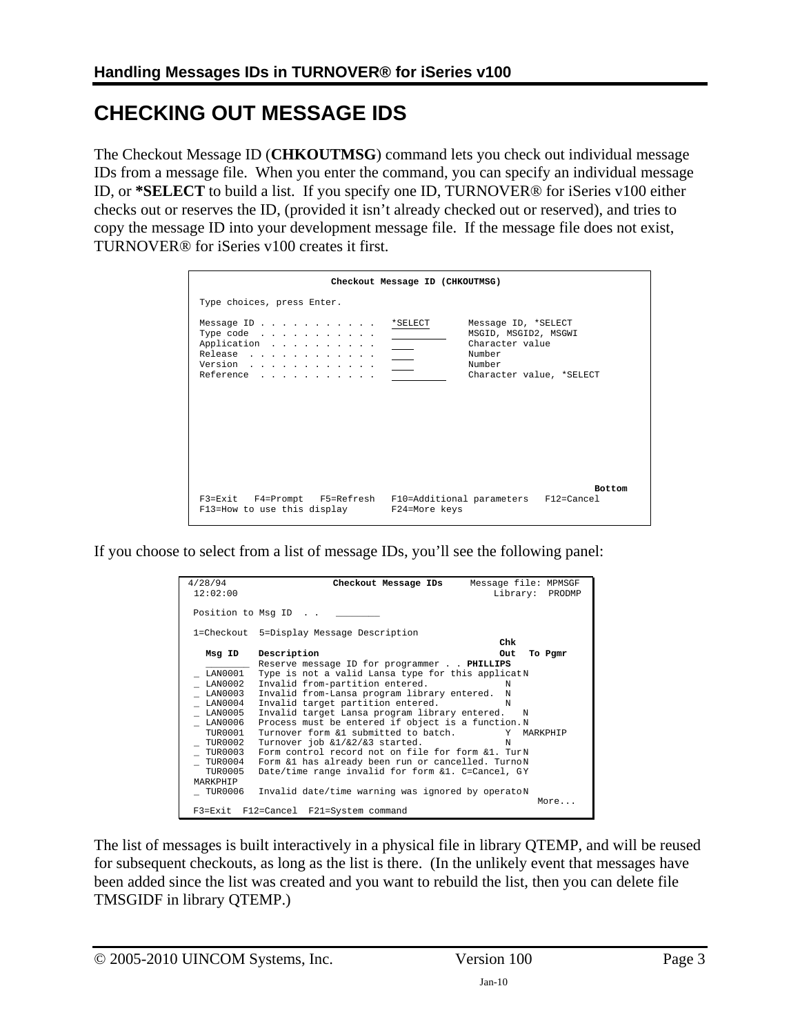# CHECKING OUT MESSAGE IDS

The Checkout Message ID (**CHKOUTMSG**) command lets you check out individual message IDs from a message file. When you enter the command, you can specify an individual message ID, or ***SELECT** to build a list. If you specify one ID, TURNOVER® for iSeries v100 either checks out or reserves the ID, (provided it isn't already checked out or reserved), and tries to copy the message ID into your development message file. If the message file does not exist, TURNOVER® for iSeries v100 creates it first.

```
                        Checkout Message ID (CHKOUTMSG)

 Type choices, press Enter.

 Message ID . . . . . . . . . . .   *SELECT       Message ID, *SELECT
 Type code  . . . . . . . . . . .   __________    MSGID, MSGID2, MSGWI
 Application  . . . . . . . . . .   ____          Character value
 Release  . . . . . . . . . . . .   ____          Number
 Version  . . . . . . . . . . . .   ____          Number
 Reference  . . . . . . . . . . .   __________    Character value, *SELECT








                                                                        Bottom
 F3=Exit   F4=Prompt   F5=Refresh   F10=Additional parameters   F12=Cancel
 F13=How to use this display        F24=More keys
```

If you choose to select from a list of message IDs, you'll see the following panel:

```
4/28/94                 Checkout Message IDs     Message file: MPMSGF
 12:02:00                                             Library:  PRODMP

 Position to Msg ID  . .   ________

 1=Checkout  5=Display Message Description
                                                         Chk
   Msg ID    Description                                 Out  To Pgmr
   ________  Reserve message ID for programmer . . PHILLIPS
 _ LAN0001   Type is not a valid Lansa type for this applicat N
 _ LAN0002   Invalid from-partition entered.              N
 _ LAN0003   Invalid from-Lansa program library entered.  N
 _ LAN0004   Invalid target partition entered.            N
 _ LAN0005   Invalid target Lansa program library entered.   N
 _ LAN0006   Process must be entered if object is a function. N
   TUR0001   Turnover form &1 submitted to batch.         Y  MARKPHIP
 _ TUR0002   Turnover job &1/&2/&3 started.               N
 _ TUR0003   Form control record not on file for form &1. Tur N
 _ TUR0004   Form &1 has already been run or cancelled. Turno N
   TUR0005   Date/time range invalid for form &1. C=Cancel, G Y
 MARKPHIP
 _ TUR0006   Invalid date/time warning was ignored by operato N
                                                                   More...
 F3=Exit  F12=Cancel  F21=System command
```

The list of messages is built interactively in a physical file in library QTEMP, and will be reused for subsequent checkouts, as long as the list is there. (In the unlikely event that messages have been added since the list was created and you want to rebuild the list, then you can delete file TMSGIDF in library QTEMP.)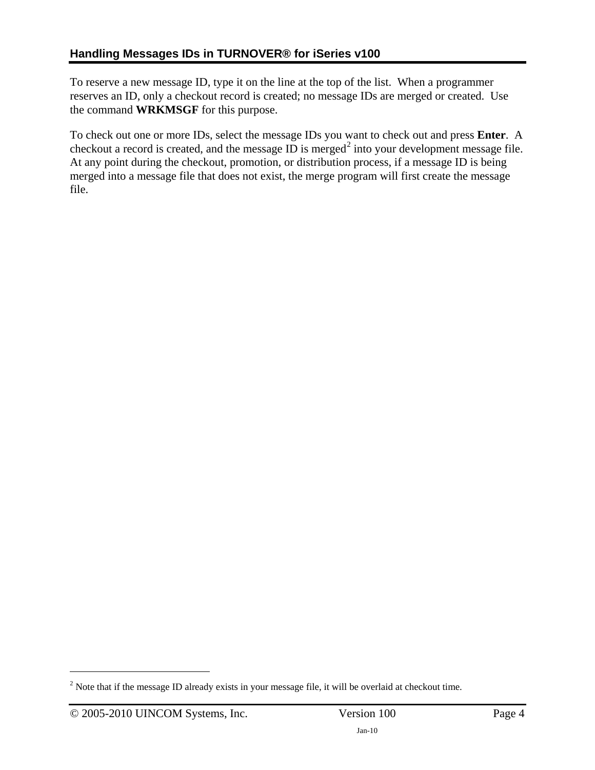To reserve a new message ID, type it on the line at the top of the list. When a programmer reserves an ID, only a checkout record is created; no message IDs are merged or created. Use the command **WRKMSGF** for this purpose.

To check out one or more IDs, select the message IDs you want to check out and press **Enter**. A checkout a record is created, and the message ID is merged[2] into your development message file. At any point during the checkout, promotion, or distribution process, if a message ID is being merged into a message file that does not exist, the merge program will first create the message file.

---

[2] Note that if the message ID already exists in your message file, it will be overlaid at checkout time.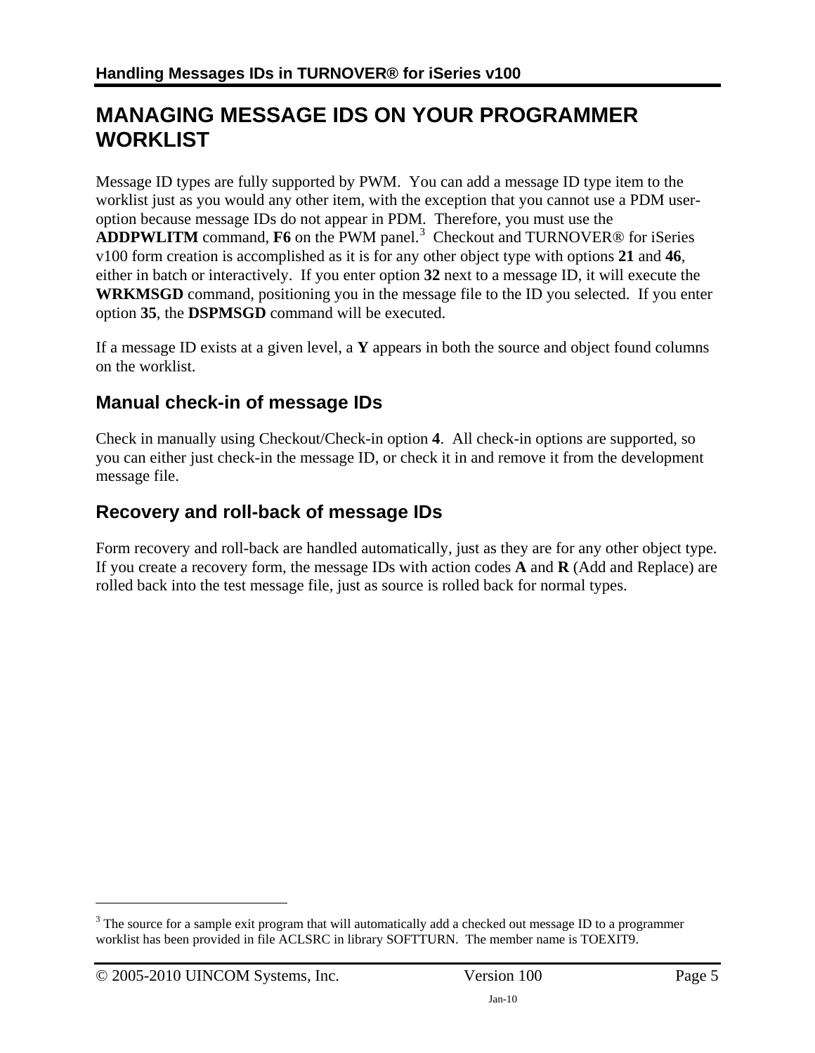# MANAGING MESSAGE IDS ON YOUR PROGRAMMER WORKLIST

Message ID types are fully supported by PWM. You can add a message ID type item to the worklist just as you would any other item, with the exception that you cannot use a PDM user-option because message IDs do not appear in PDM. Therefore, you must use the **ADDPWLITM** command, **F6** on the PWM panel.[3] Checkout and TURNOVER® for iSeries v100 form creation is accomplished as it is for any other object type with options **21** and **46**, either in batch or interactively. If you enter option **32** next to a message ID, it will execute the **WRKMSGD** command, positioning you in the message file to the ID you selected. If you enter option **35**, the **DSPMSGD** command will be executed.

If a message ID exists at a given level, a **Y** appears in both the source and object found columns on the worklist.

## Manual check-in of message IDs

Check in manually using Checkout/Check-in option **4**. All check-in options are supported, so you can either just check-in the message ID, or check it in and remove it from the development message file.

## Recovery and roll-back of message IDs

Form recovery and roll-back are handled automatically, just as they are for any other object type. If you create a recovery form, the message IDs with action codes **A** and **R** (Add and Replace) are rolled back into the test message file, just as source is rolled back for normal types.

---

[3] The source for a sample exit program that will automatically add a checked out message ID to a programmer worklist has been provided in file ACLSRC in library SOFTTURN. The member name is TOEXIT9.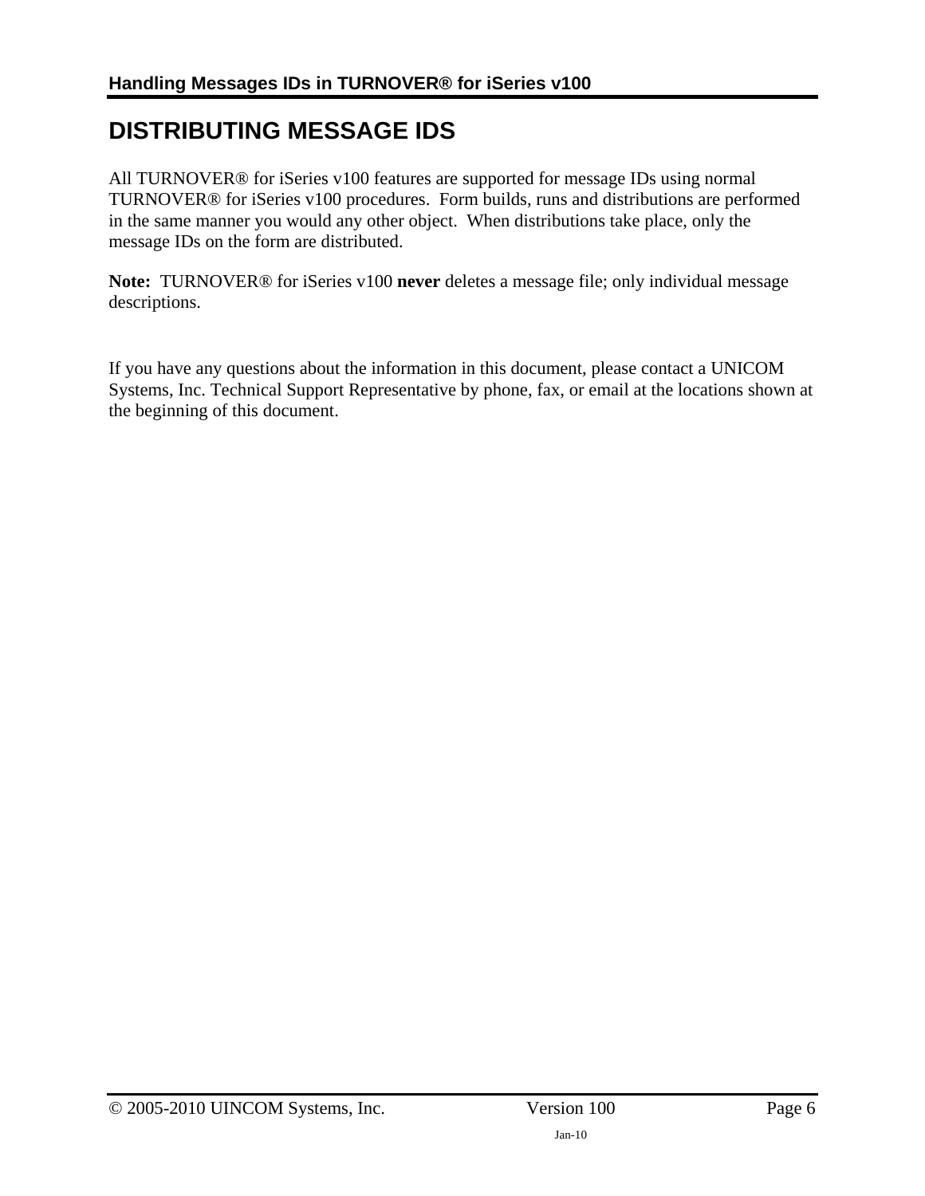# DISTRIBUTING MESSAGE IDS

All TURNOVER® for iSeries v100 features are supported for message IDs using normal TURNOVER® for iSeries v100 procedures. Form builds, runs and distributions are performed in the same manner you would any other object. When distributions take place, only the message IDs on the form are distributed.

**Note:** TURNOVER® for iSeries v100 **never** deletes a message file; only individual message descriptions.

If you have any questions about the information in this document, please contact a UNICOM Systems, Inc. Technical Support Representative by phone, fax, or email at the locations shown at the beginning of this document.